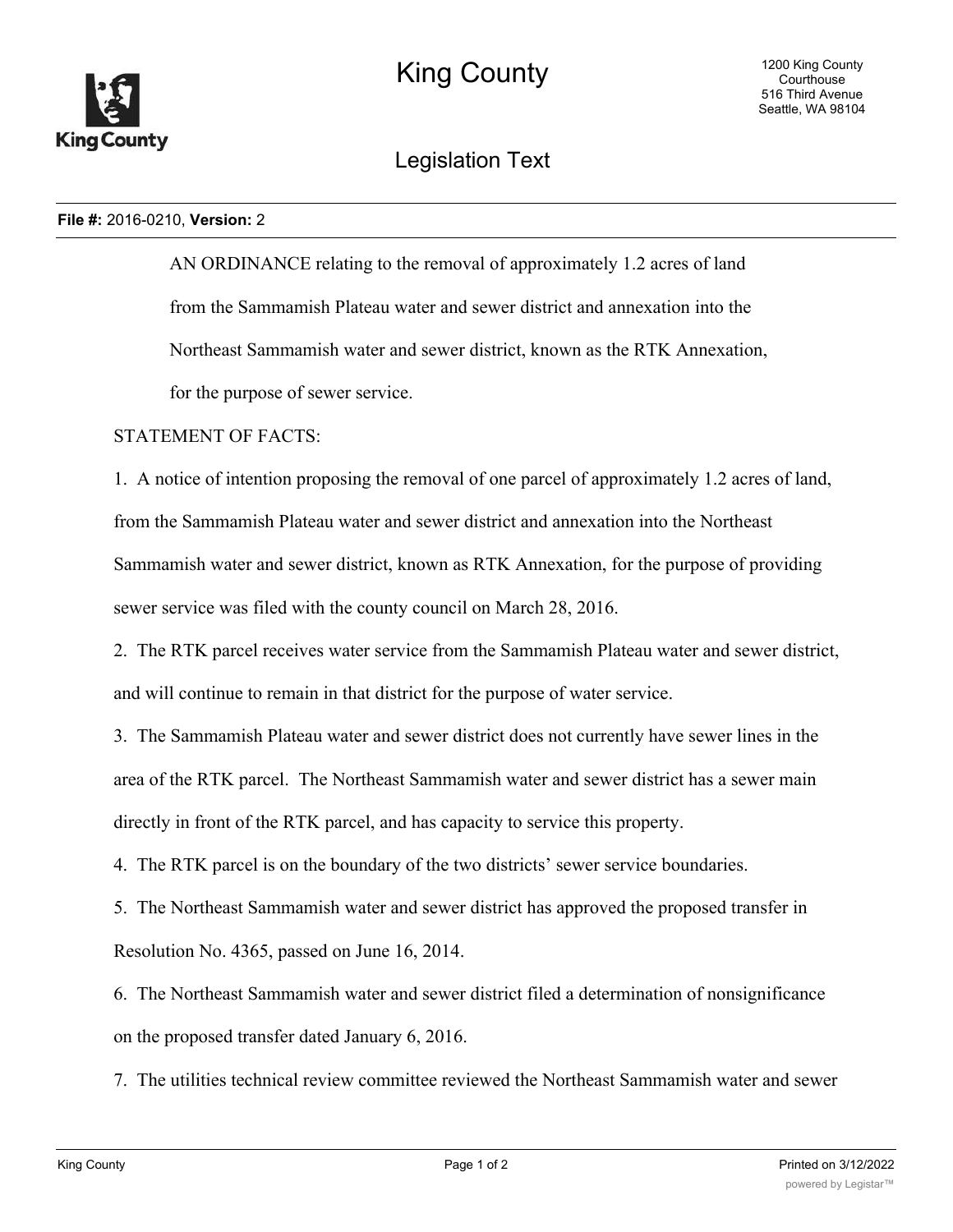# King County

1200 King County Courthouse
516 Third Avenue
Seattle, WA 98104

## Legislation Text

**File #:** 2016-0210, **Version:** 2

AN ORDINANCE relating to the removal of approximately 1.2 acres of land from the Sammamish Plateau water and sewer district and annexation into the Northeast Sammamish water and sewer district, known as the RTK Annexation, for the purpose of sewer service.

STATEMENT OF FACTS:

1. A notice of intention proposing the removal of one parcel of approximately 1.2 acres of land, from the Sammamish Plateau water and sewer district and annexation into the Northeast Sammamish water and sewer district, known as RTK Annexation, for the purpose of providing sewer service was filed with the county council on March 28, 2016.

2. The RTK parcel receives water service from the Sammamish Plateau water and sewer district, and will continue to remain in that district for the purpose of water service.

3. The Sammamish Plateau water and sewer district does not currently have sewer lines in the area of the RTK parcel. The Northeast Sammamish water and sewer district has a sewer main directly in front of the RTK parcel, and has capacity to service this property.

4. The RTK parcel is on the boundary of the two districts' sewer service boundaries.

5. The Northeast Sammamish water and sewer district has approved the proposed transfer in Resolution No. 4365, passed on June 16, 2014.

6. The Northeast Sammamish water and sewer district filed a determination of nonsignificance on the proposed transfer dated January 6, 2016.

7. The utilities technical review committee reviewed the Northeast Sammamish water and sewer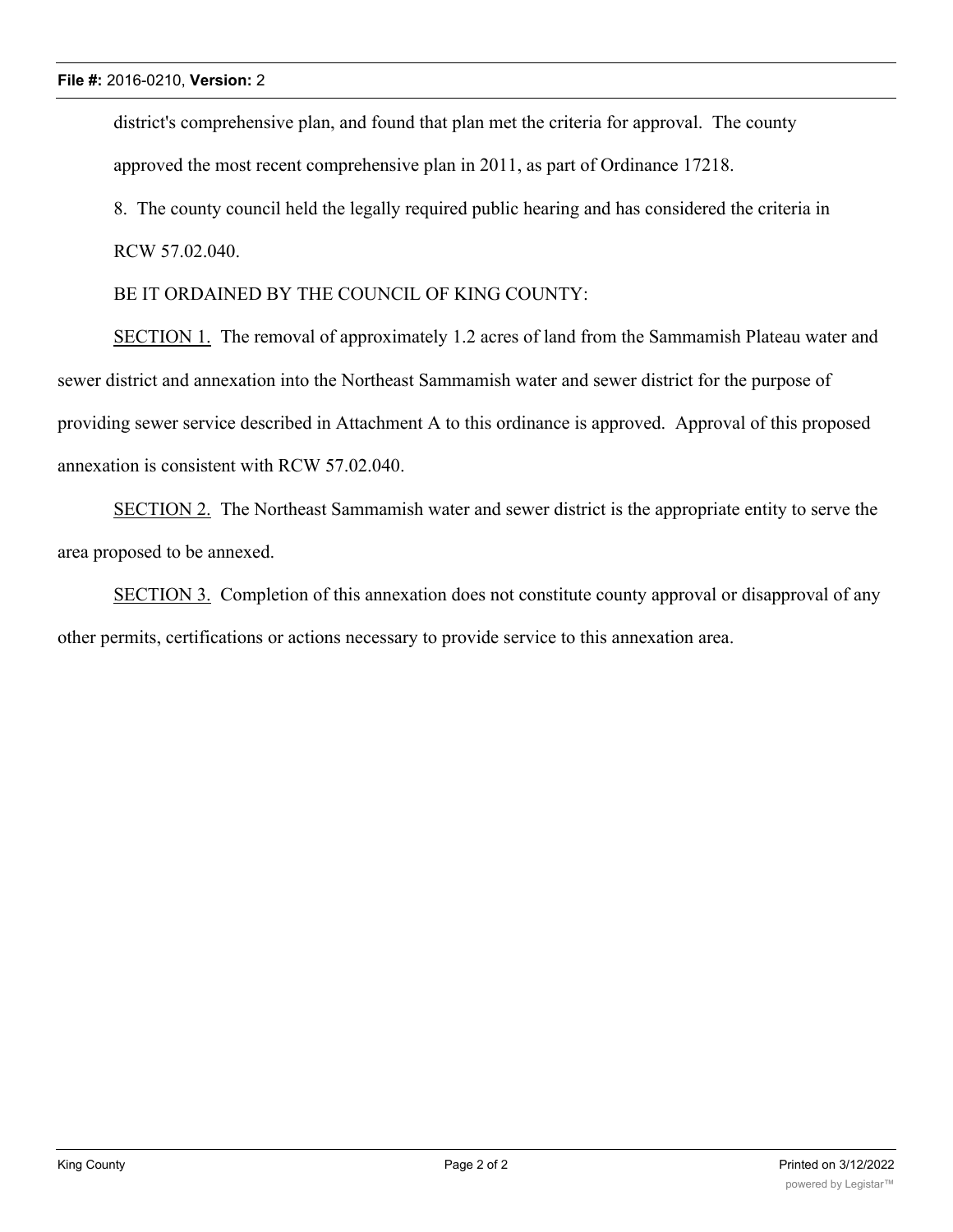district's comprehensive plan, and found that plan met the criteria for approval. The county approved the most recent comprehensive plan in 2011, as part of Ordinance 17218.

8. The county council held the legally required public hearing and has considered the criteria in RCW 57.02.040.

BE IT ORDAINED BY THE COUNCIL OF KING COUNTY:

SECTION 1. The removal of approximately 1.2 acres of land from the Sammamish Plateau water and sewer district and annexation into the Northeast Sammamish water and sewer district for the purpose of providing sewer service described in Attachment A to this ordinance is approved. Approval of this proposed annexation is consistent with RCW 57.02.040.

SECTION 2. The Northeast Sammamish water and sewer district is the appropriate entity to serve the area proposed to be annexed.

SECTION 3. Completion of this annexation does not constitute county approval or disapproval of any other permits, certifications or actions necessary to provide service to this annexation area.